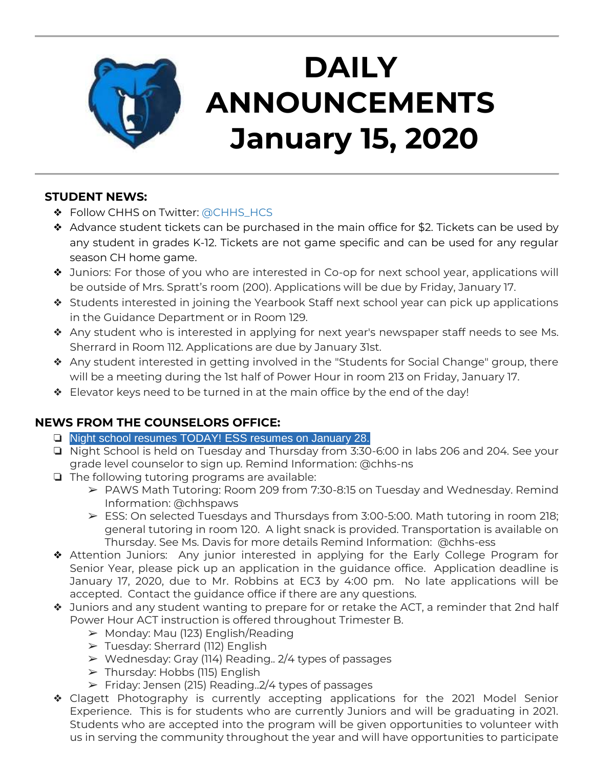# DAILY ANNOUNCEMENTS January 15, 2020

**STUDENT NEWS:**

- Follow CHHS on Twitter: @CHHS_HCS
- Advance student tickets can be purchased in the main office for $2. Tickets can be used by any student in grades K-12. Tickets are not game specific and can be used for any regular season CH home game.
- Juniors: For those of you who are interested in Co-op for next school year, applications will be outside of Mrs. Spratt's room (200). Applications will be due by Friday, January 17.
- Students interested in joining the Yearbook Staff next school year can pick up applications in the Guidance Department or in Room 129.
- Any student who is interested in applying for next year's newspaper staff needs to see Ms. Sherrard in Room 112. Applications are due by January 31st.
- Any student interested in getting involved in the "Students for Social Change" group, there will be a meeting during the 1st half of Power Hour in room 213 on Friday, January 17.
- Elevator keys need to be turned in at the main office by the end of the day!

**NEWS FROM THE COUNSELORS OFFICE:**

- Night school resumes TODAY! ESS resumes on January 28.
- Night School is held on Tuesday and Thursday from 3:30-6:00 in labs 206 and 204. See your grade level counselor to sign up. Remind Information: @chhs-ns
- The following tutoring programs are available:
  - PAWS Math Tutoring: Room 209 from 7:30-8:15 on Tuesday and Wednesday. Remind Information: @chhspaws
  - ESS: On selected Tuesdays and Thursdays from 3:00-5:00. Math tutoring in room 218; general tutoring in room 120. A light snack is provided. Transportation is available on Thursday. See Ms. Davis for more details Remind Information: @chhs-ess
- Attention Juniors: Any junior interested in applying for the Early College Program for Senior Year, please pick up an application in the guidance office. Application deadline is January 17, 2020, due to Mr. Robbins at EC3 by 4:00 pm. No late applications will be accepted. Contact the guidance office if there are any questions.
- Juniors and any student wanting to prepare for or retake the ACT, a reminder that 2nd half Power Hour ACT instruction is offered throughout Trimester B.
  - Monday: Mau (123) English/Reading
  - Tuesday: Sherrard (112) English
  - Wednesday: Gray (114) Reading.. 2/4 types of passages
  - Thursday: Hobbs (115) English
  - Friday: Jensen (215) Reading..2/4 types of passages
- Clagett Photography is currently accepting applications for the 2021 Model Senior Experience. This is for students who are currently Juniors and will be graduating in 2021. Students who are accepted into the program will be given opportunities to volunteer with us in serving the community throughout the year and will have opportunities to participate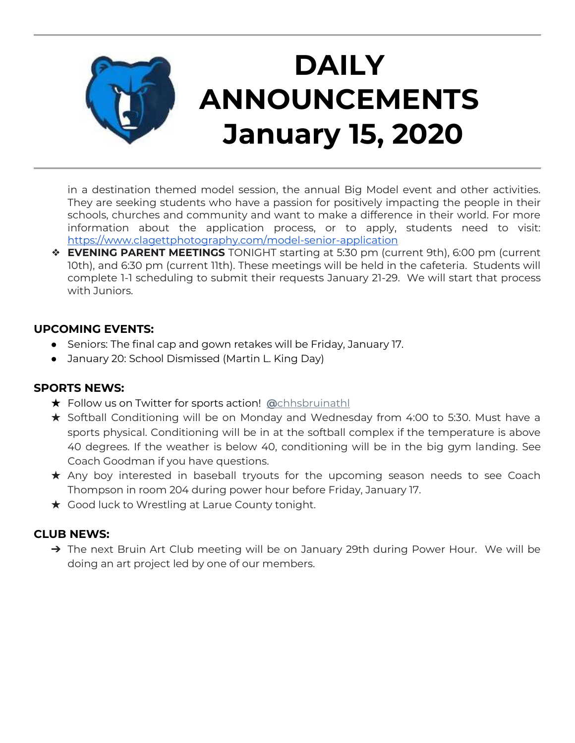# DAILY ANNOUNCEMENTS January 15, 2020

in a destination themed model session, the annual Big Model event and other activities. They are seeking students who have a passion for positively impacting the people in their schools, churches and community and want to make a difference in their world. For more information about the application process, or to apply, students need to visit: https://www.clagettphotography.com/model-senior-application

- **EVENING PARENT MEETINGS** TONIGHT starting at 5:30 pm (current 9th), 6:00 pm (current 10th), and 6:30 pm (current 11th). These meetings will be held in the cafeteria. Students will complete 1-1 scheduling to submit their requests January 21-29. We will start that process with Juniors.

## UPCOMING EVENTS:

- Seniors: The final cap and gown retakes will be Friday, January 17.
- January 20: School Dismissed (Martin L. King Day)

## SPORTS NEWS:

- Follow us on Twitter for sports action! @chhsbruinathl
- Softball Conditioning will be on Monday and Wednesday from 4:00 to 5:30. Must have a sports physical. Conditioning will be in at the softball complex if the temperature is above 40 degrees. If the weather is below 40, conditioning will be in the big gym landing. See Coach Goodman if you have questions.
- Any boy interested in baseball tryouts for the upcoming season needs to see Coach Thompson in room 204 during power hour before Friday, January 17.
- Good luck to Wrestling at Larue County tonight.

## CLUB NEWS:

- The next Bruin Art Club meeting will be on January 29th during Power Hour. We will be doing an art project led by one of our members.